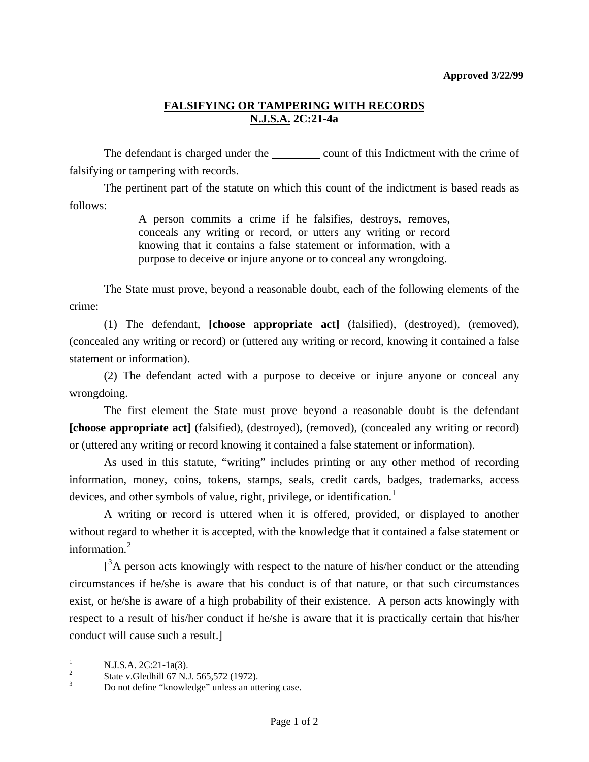**Approved 3/22/99**

## FALSIFYING OR TAMPERING WITH RECORDS
## N.J.S.A. 2C:21-4a

The defendant is charged under the ________ count of this Indictment with the crime of falsifying or tampering with records.

The pertinent part of the statute on which this count of the indictment is based reads as follows:

> A person commits a crime if he falsifies, destroys, removes, conceals any writing or record, or utters any writing or record knowing that it contains a false statement or information, with a purpose to deceive or injure anyone or to conceal any wrongdoing.

The State must prove, beyond a reasonable doubt, each of the following elements of the crime:

(1) The defendant, **[choose appropriate act]** (falsified), (destroyed), (removed), (concealed any writing or record) or (uttered any writing or record, knowing it contained a false statement or information).

(2) The defendant acted with a purpose to deceive or injure anyone or conceal any wrongdoing.

The first element the State must prove beyond a reasonable doubt is the defendant **[choose appropriate act]** (falsified), (destroyed), (removed), (concealed any writing or record) or (uttered any writing or record knowing it contained a false statement or information).

As used in this statute, "writing" includes printing or any other method of recording information, money, coins, tokens, stamps, seals, credit cards, badges, trademarks, access devices, and other symbols of value, right, privilege, or identification.[1]

A writing or record is uttered when it is offered, provided, or displayed to another without regard to whether it is accepted, with the knowledge that it contained a false statement or information.[2]

[[3]A person acts knowingly with respect to the nature of his/her conduct or the attending circumstances if he/she is aware that his conduct is of that nature, or that such circumstances exist, or he/she is aware of a high probability of their existence. A person acts knowingly with respect to a result of his/her conduct if he/she is aware that it is practically certain that his/her conduct will cause such a result.]

---

[1] N.J.S.A. 2C:21-1a(3).

[2] State v.Gledhill 67 N.J. 565,572 (1972).

[3] Do not define "knowledge" unless an uttering case.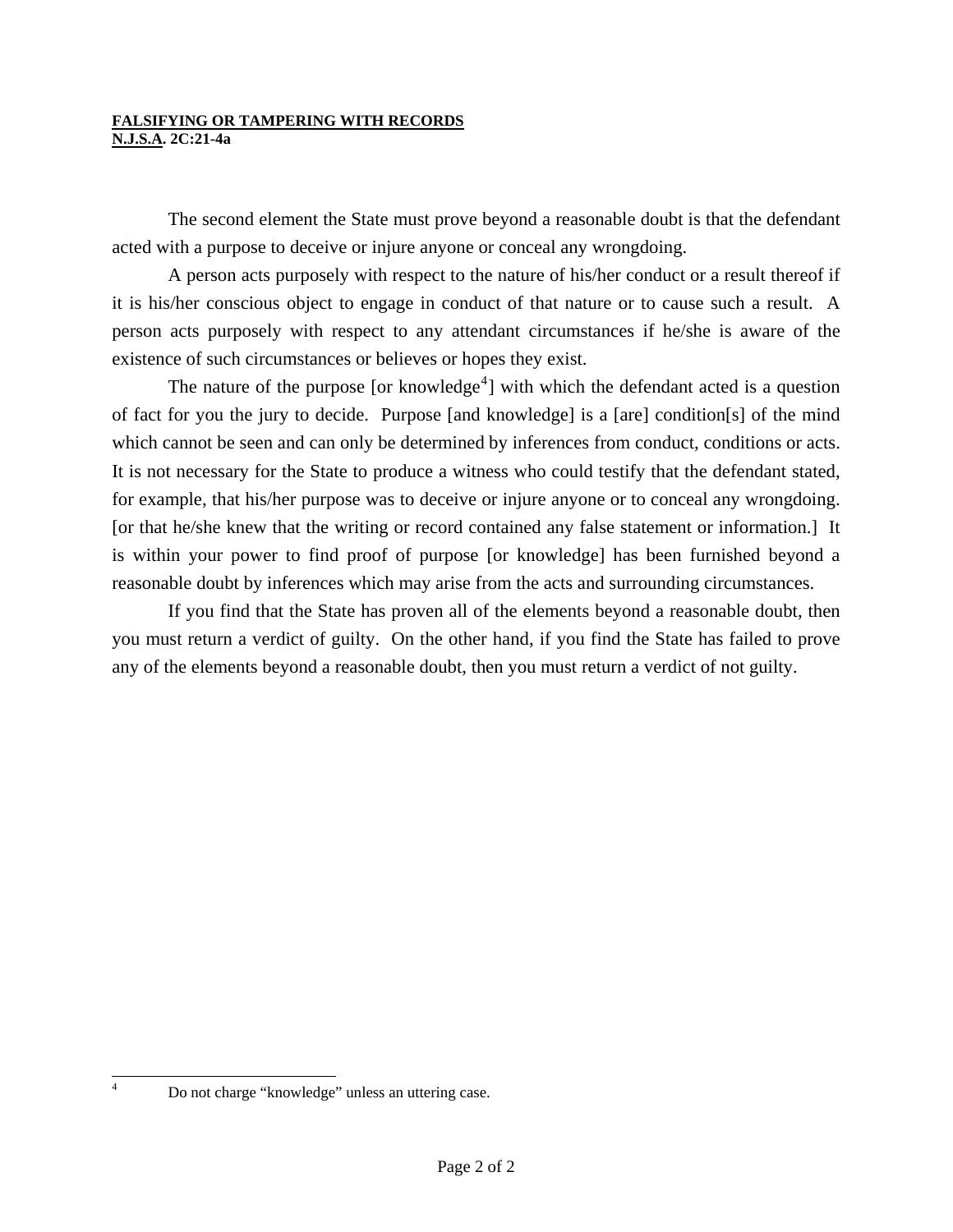**FALSIFYING OR TAMPERING WITH RECORDS**
**N.J.S.A. 2C:21-4a**

The second element the State must prove beyond a reasonable doubt is that the defendant acted with a purpose to deceive or injure anyone or conceal any wrongdoing.

A person acts purposely with respect to the nature of his/her conduct or a result thereof if it is his/her conscious object to engage in conduct of that nature or to cause such a result. A person acts purposely with respect to any attendant circumstances if he/she is aware of the existence of such circumstances or believes or hopes they exist.

The nature of the purpose [or knowledge[4]] with which the defendant acted is a question of fact for you the jury to decide. Purpose [and knowledge] is a [are] condition[s] of the mind which cannot be seen and can only be determined by inferences from conduct, conditions or acts. It is not necessary for the State to produce a witness who could testify that the defendant stated, for example, that his/her purpose was to deceive or injure anyone or to conceal any wrongdoing. [or that he/she knew that the writing or record contained any false statement or information.] It is within your power to find proof of purpose [or knowledge] has been furnished beyond a reasonable doubt by inferences which may arise from the acts and surrounding circumstances.

If you find that the State has proven all of the elements beyond a reasonable doubt, then you must return a verdict of guilty. On the other hand, if you find the State has failed to prove any of the elements beyond a reasonable doubt, then you must return a verdict of not guilty.

---

[4] Do not charge "knowledge" unless an uttering case.